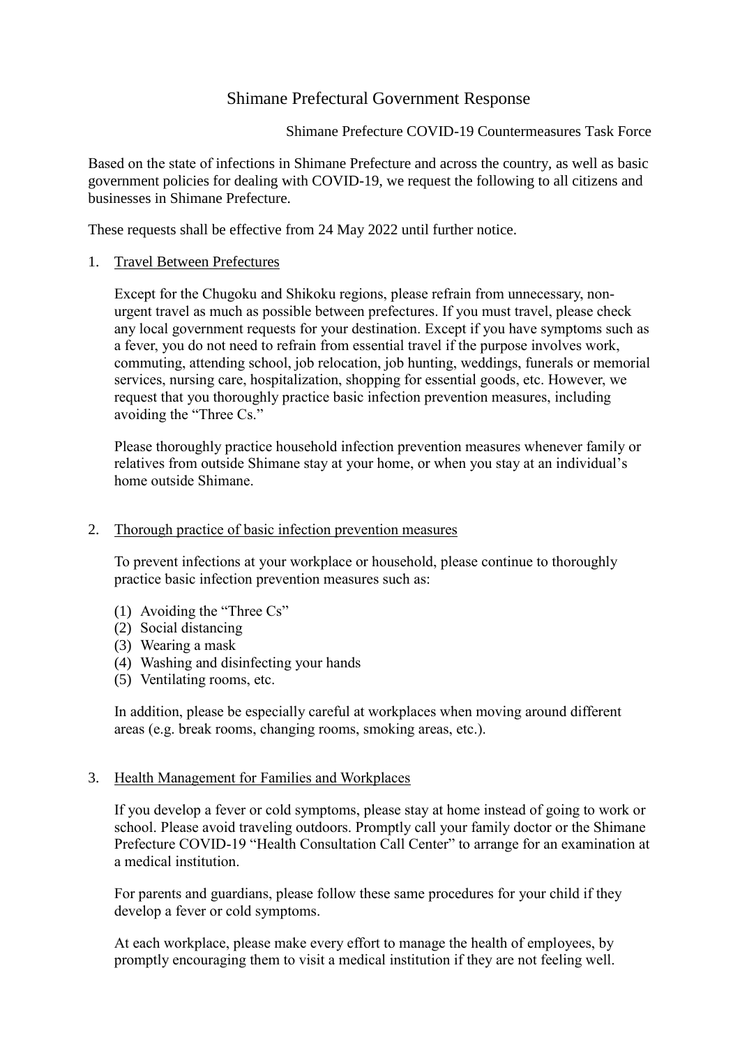# Shimane Prefectural Government Response

Shimane Prefecture COVID-19 Countermeasures Task Force

Based on the state of infections in Shimane Prefecture and across the country, as well as basic government policies for dealing with COVID-19, we request the following to all citizens and businesses in Shimane Prefecture.

These requests shall be effective from 24 May 2022 until further notice.

1. Travel Between Prefectures

   Except for the Chugoku and Shikoku regions, please refrain from unnecessary, non-urgent travel as much as possible between prefectures. If you must travel, please check any local government requests for your destination. Except if you have symptoms such as a fever, you do not need to refrain from essential travel if the purpose involves work, commuting, attending school, job relocation, job hunting, weddings, funerals or memorial services, nursing care, hospitalization, shopping for essential goods, etc. However, we request that you thoroughly practice basic infection prevention measures, including avoiding the "Three Cs."

   Please thoroughly practice household infection prevention measures whenever family or relatives from outside Shimane stay at your home, or when you stay at an individual's home outside Shimane.

2. Thorough practice of basic infection prevention measures

   To prevent infections at your workplace or household, please continue to thoroughly practice basic infection prevention measures such as:

   (1) Avoiding the "Three Cs"
   (2) Social distancing
   (3) Wearing a mask
   (4) Washing and disinfecting your hands
   (5) Ventilating rooms, etc.

   In addition, please be especially careful at workplaces when moving around different areas (e.g. break rooms, changing rooms, smoking areas, etc.).

3. Health Management for Families and Workplaces

   If you develop a fever or cold symptoms, please stay at home instead of going to work or school. Please avoid traveling outdoors. Promptly call your family doctor or the Shimane Prefecture COVID-19 "Health Consultation Call Center" to arrange for an examination at a medical institution.

   For parents and guardians, please follow these same procedures for your child if they develop a fever or cold symptoms.

   At each workplace, please make every effort to manage the health of employees, by promptly encouraging them to visit a medical institution if they are not feeling well.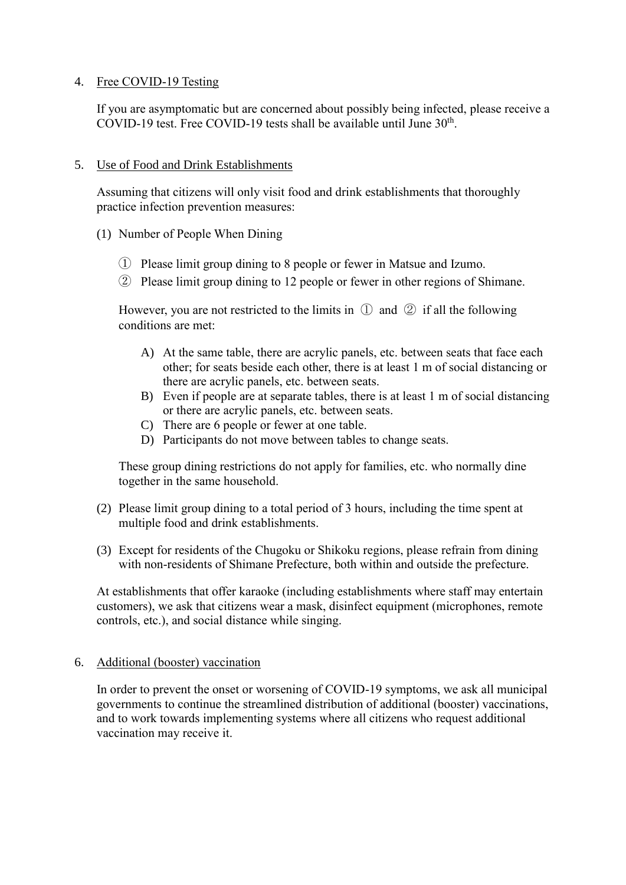4. Free COVID-19 Testing

   If you are asymptomatic but are concerned about possibly being infected, please receive a COVID-19 test. Free COVID-19 tests shall be available until June 30th.

5. Use of Food and Drink Establishments

   Assuming that citizens will only visit food and drink establishments that thoroughly practice infection prevention measures:

   (1) Number of People When Dining

      ① Please limit group dining to 8 people or fewer in Matsue and Izumo.

      ② Please limit group dining to 12 people or fewer in other regions of Shimane.

      However, you are not restricted to the limits in ① and ② if all the following conditions are met:

      A) At the same table, there are acrylic panels, etc. between seats that face each other; for seats beside each other, there is at least 1 m of social distancing or there are acrylic panels, etc. between seats.
      B) Even if people are at separate tables, there is at least 1 m of social distancing or there are acrylic panels, etc. between seats.
      C) There are 6 people or fewer at one table.
      D) Participants do not move between tables to change seats.

      These group dining restrictions do not apply for families, etc. who normally dine together in the same household.

   (2) Please limit group dining to a total period of 3 hours, including the time spent at multiple food and drink establishments.

   (3) Except for residents of the Chugoku or Shikoku regions, please refrain from dining with non-residents of Shimane Prefecture, both within and outside the prefecture.

   At establishments that offer karaoke (including establishments where staff may entertain customers), we ask that citizens wear a mask, disinfect equipment (microphones, remote controls, etc.), and social distance while singing.

6. Additional (booster) vaccination

   In order to prevent the onset or worsening of COVID-19 symptoms, we ask all municipal governments to continue the streamlined distribution of additional (booster) vaccinations, and to work towards implementing systems where all citizens who request additional vaccination may receive it.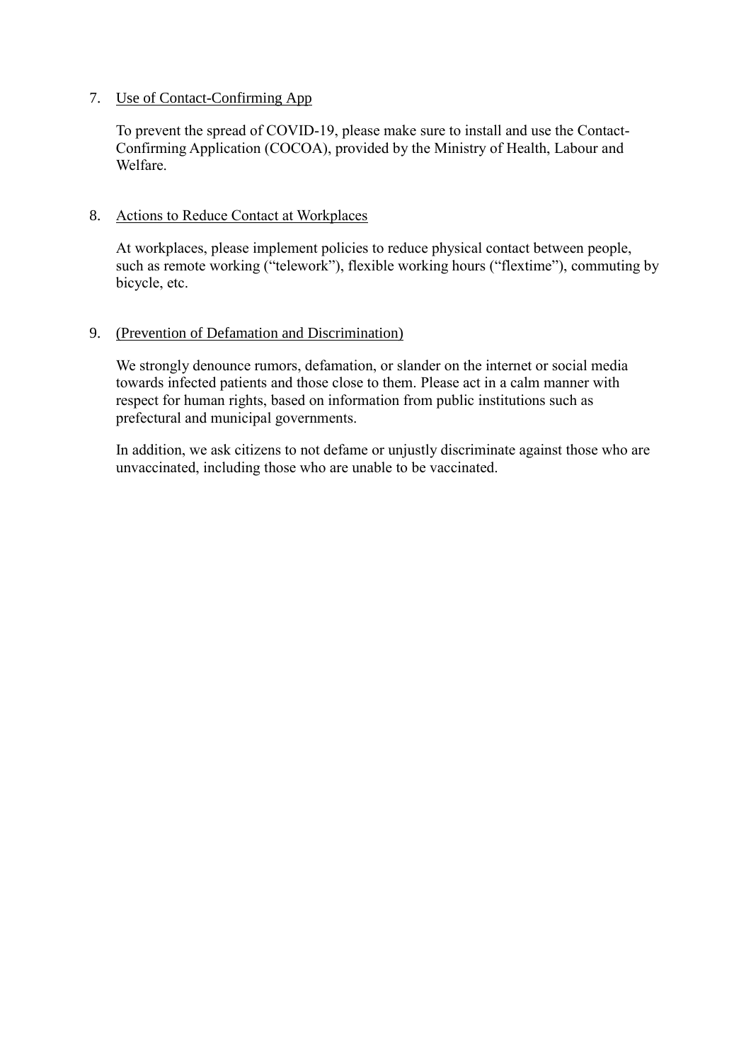7. Use of Contact-Confirming App

   To prevent the spread of COVID-19, please make sure to install and use the Contact-Confirming Application (COCOA), provided by the Ministry of Health, Labour and Welfare.

8. Actions to Reduce Contact at Workplaces

   At workplaces, please implement policies to reduce physical contact between people, such as remote working ("telework"), flexible working hours ("flextime"), commuting by bicycle, etc.

9. (Prevention of Defamation and Discrimination)

   We strongly denounce rumors, defamation, or slander on the internet or social media towards infected patients and those close to them. Please act in a calm manner with respect for human rights, based on information from public institutions such as prefectural and municipal governments.

   In addition, we ask citizens to not defame or unjustly discriminate against those who are unvaccinated, including those who are unable to be vaccinated.